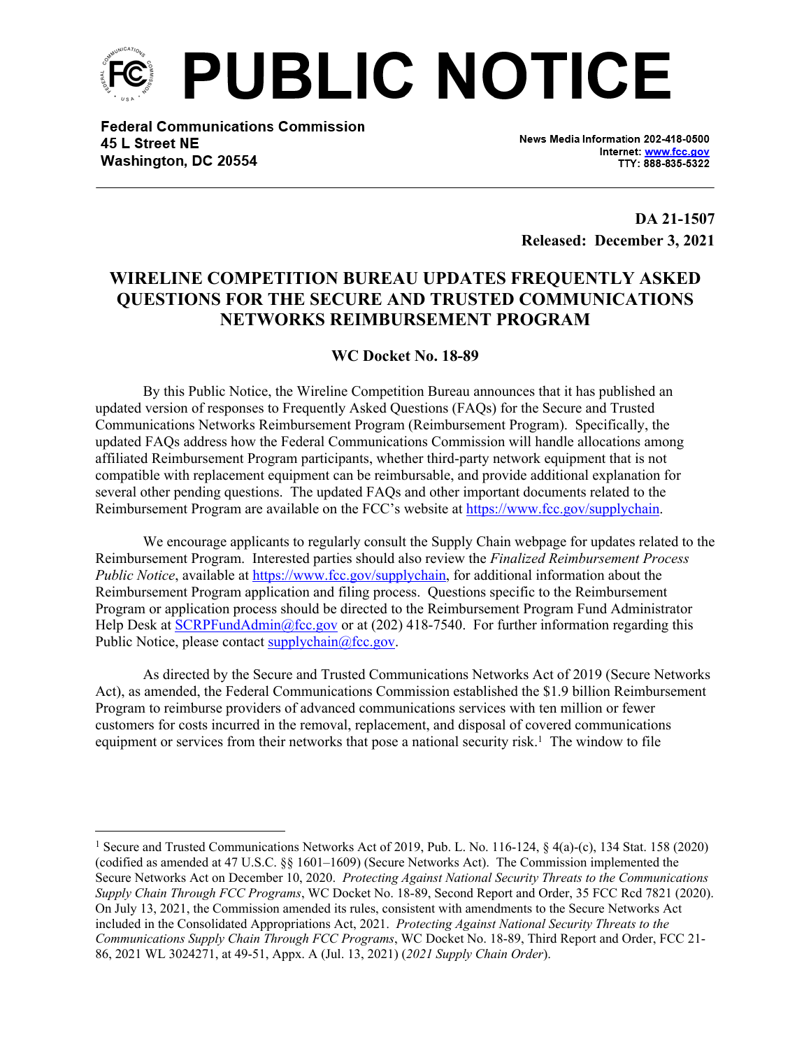# PUBLIC NOTICE

**Federal Communications Commission**
**45 L Street NE**
**Washington, DC 20554**

News Media Information 202-418-0500
Internet: www.fcc.gov
TTY: 888-835-5322

**DA 21-1507**
**Released: December 3, 2021**

## WIRELINE COMPETITION BUREAU UPDATES FREQUENTLY ASKED QUESTIONS FOR THE SECURE AND TRUSTED COMMUNICATIONS NETWORKS REIMBURSEMENT PROGRAM

**WC Docket No. 18-89**

By this Public Notice, the Wireline Competition Bureau announces that it has published an updated version of responses to Frequently Asked Questions (FAQs) for the Secure and Trusted Communications Networks Reimbursement Program (Reimbursement Program). Specifically, the updated FAQs address how the Federal Communications Commission will handle allocations among affiliated Reimbursement Program participants, whether third-party network equipment that is not compatible with replacement equipment can be reimbursable, and provide additional explanation for several other pending questions. The updated FAQs and other important documents related to the Reimbursement Program are available on the FCC's website at https://www.fcc.gov/supplychain.

We encourage applicants to regularly consult the Supply Chain webpage for updates related to the Reimbursement Program. Interested parties should also review the *Finalized Reimbursement Process Public Notice*, available at https://www.fcc.gov/supplychain, for additional information about the Reimbursement Program application and filing process. Questions specific to the Reimbursement Program or application process should be directed to the Reimbursement Program Fund Administrator Help Desk at SCRPFundAdmin@fcc.gov or at (202) 418-7540. For further information regarding this Public Notice, please contact supplychain@fcc.gov.

As directed by the Secure and Trusted Communications Networks Act of 2019 (Secure Networks Act), as amended, the Federal Communications Commission established the $1.9 billion Reimbursement Program to reimburse providers of advanced communications services with ten million or fewer customers for costs incurred in the removal, replacement, and disposal of covered communications equipment or services from their networks that pose a national security risk.[1] The window to file

[1] Secure and Trusted Communications Networks Act of 2019, Pub. L. No. 116-124, § 4(a)-(c), 134 Stat. 158 (2020) (codified as amended at 47 U.S.C. §§ 1601–1609) (Secure Networks Act). The Commission implemented the Secure Networks Act on December 10, 2020. *Protecting Against National Security Threats to the Communications Supply Chain Through FCC Programs*, WC Docket No. 18-89, Second Report and Order, 35 FCC Rcd 7821 (2020). On July 13, 2021, the Commission amended its rules, consistent with amendments to the Secure Networks Act included in the Consolidated Appropriations Act, 2021. *Protecting Against National Security Threats to the Communications Supply Chain Through FCC Programs*, WC Docket No. 18-89, Third Report and Order, FCC 21-86, 2021 WL 3024271, at 49-51, Appx. A (Jul. 13, 2021) (*2021 Supply Chain Order*).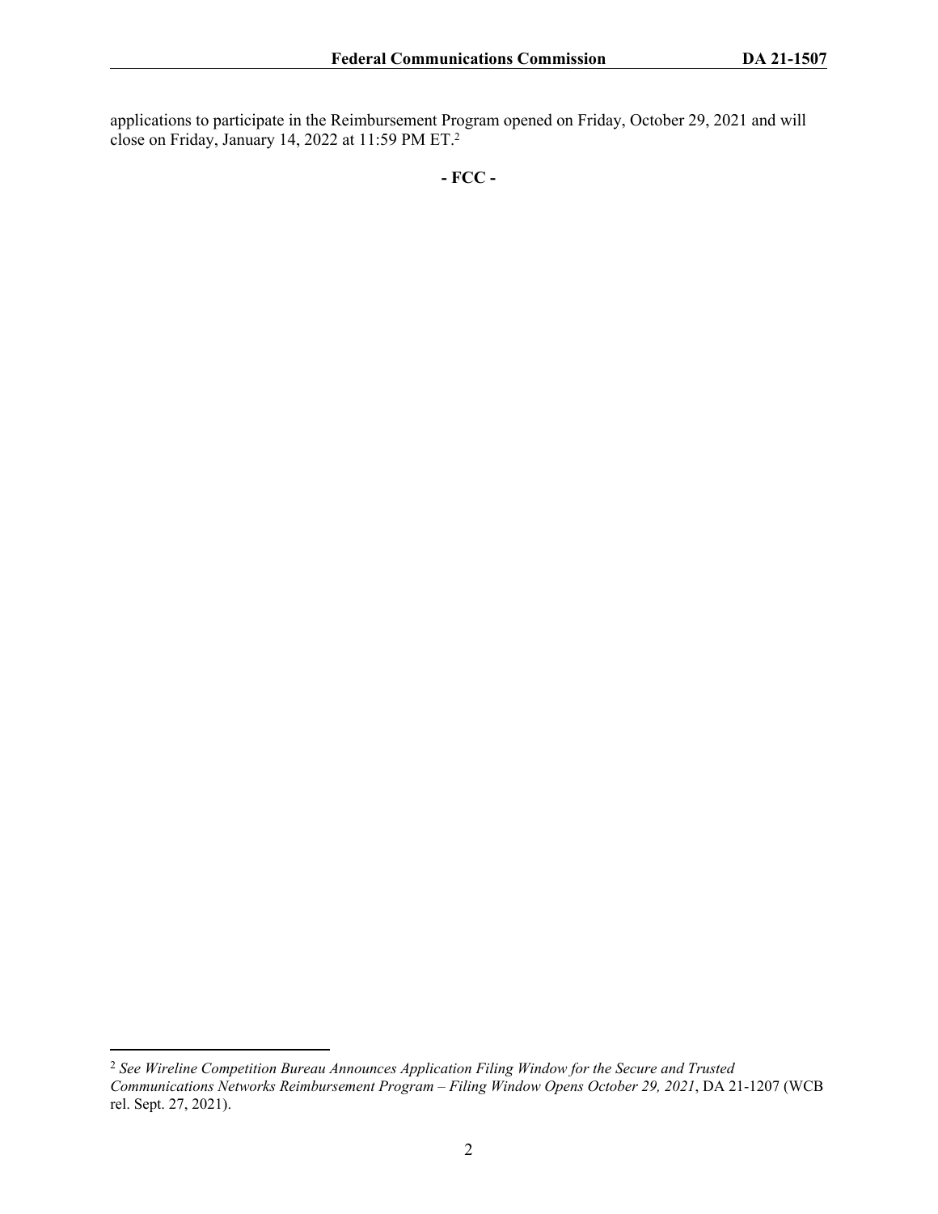applications to participate in the Reimbursement Program opened on Friday, October 29, 2021 and will close on Friday, January 14, 2022 at 11:59 PM ET.[2]

**- FCC -**

---

[2] *See Wireline Competition Bureau Announces Application Filing Window for the Secure and Trusted Communications Networks Reimbursement Program – Filing Window Opens October 29, 2021*, DA 21-1207 (WCB rel. Sept. 27, 2021).